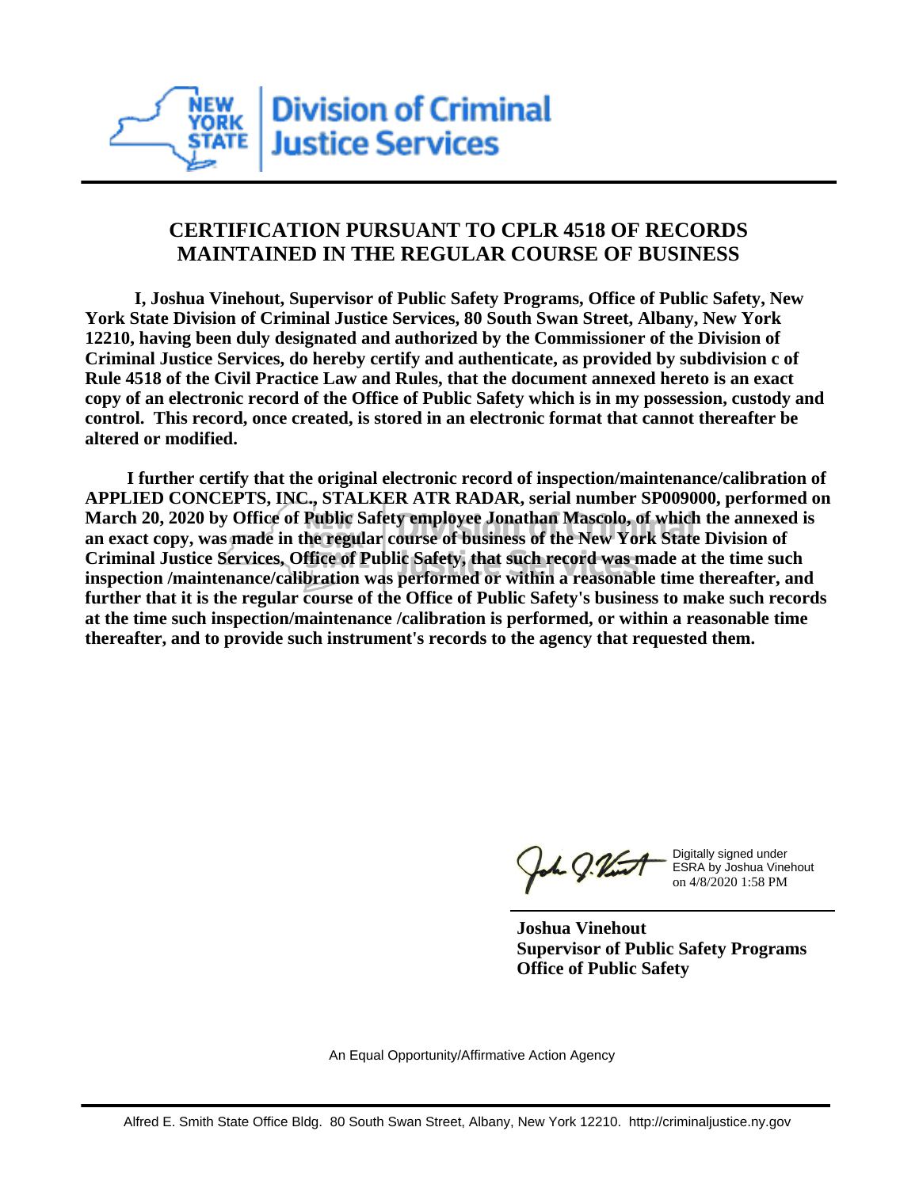New York State Division of Criminal Justice Services

## CERTIFICATION PURSUANT TO CPLR 4518 OF RECORDS MAINTAINED IN THE REGULAR COURSE OF BUSINESS

**I, Joshua Vinehout, Supervisor of Public Safety Programs, Office of Public Safety, New York State Division of Criminal Justice Services, 80 South Swan Street, Albany, New York 12210, having been duly designated and authorized by the Commissioner of the Division of Criminal Justice Services, do hereby certify and authenticate, as provided by subdivision c of Rule 4518 of the Civil Practice Law and Rules, that the document annexed hereto is an exact copy of an electronic record of the Office of Public Safety which is in my possession, custody and control. This record, once created, is stored in an electronic format that cannot thereafter be altered or modified.**

**I further certify that the original electronic record of inspection/maintenance/calibration of APPLIED CONCEPTS, INC., STALKER ATR RADAR, serial number SP009000, performed on March 20, 2020 by Office of Public Safety employee Jonathan Mascolo, of which the annexed is an exact copy, was made in the regular course of business of the New York State Division of Criminal Justice Services, Office of Public Safety, that such record was made at the time such inspection /maintenance/calibration was performed or within a reasonable time thereafter, and further that it is the regular course of the Office of Public Safety's business to make such records at the time such inspection/maintenance /calibration is performed, or within a reasonable time thereafter, and to provide such instrument's records to the agency that requested them.**

Digitally signed under ESRA by Joshua Vinehout on 4/8/2020 1:58 PM

**Joshua Vinehout**
**Supervisor of Public Safety Programs**
**Office of Public Safety**

An Equal Opportunity/Affirmative Action Agency

Alfred E. Smith State Office Bldg. 80 South Swan Street, Albany, New York 12210. http://criminaljustice.ny.gov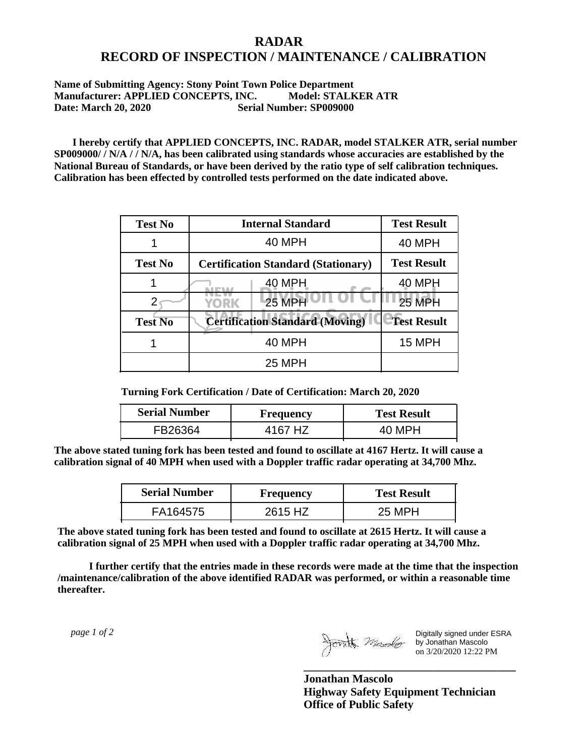# RADAR
# RECORD OF INSPECTION / MAINTENANCE / CALIBRATION

**Name of Submitting Agency: Stony Point Town Police Department**
**Manufacturer: APPLIED CONCEPTS, INC. Model: STALKER ATR**
**Date: March 20, 2020 Serial Number: SP009000**

**I hereby certify that APPLIED CONCEPTS, INC. RADAR, model STALKER ATR, serial number SP009000/ / N/A / / N/A, has been calibrated using standards whose accuracies are established by the National Bureau of Standards, or have been derived by the ratio type of self calibration techniques. Calibration has been effected by controlled tests performed on the date indicated above.**

| Test No | Internal Standard | Test Result |
|---|---|---|
| 1 | 40 MPH | 40 MPH |
| **Test No** | **Certification Standard (Stationary)** | **Test Result** |
| 1 | 40 MPH | 40 MPH |
| 2 | 25 MPH | 25 MPH |
| **Test No** | **Certification Standard (Moving)** | **Test Result** |
| 1 | 40 MPH | 15 MPH |
| | 25 MPH | |

**Turning Fork Certification / Date of Certification: March 20, 2020**

| Serial Number | Frequency | Test Result |
|---|---|---|
| FB26364 | 4167 HZ | 40 MPH |

**The above stated tuning fork has been tested and found to oscillate at 4167 Hertz. It will cause a calibration signal of 40 MPH when used with a Doppler traffic radar operating at 34,700 Mhz.**

| Serial Number | Frequency | Test Result |
|---|---|---|
| FA164575 | 2615 HZ | 25 MPH |

**The above stated tuning fork has been tested and found to oscillate at 2615 Hertz. It will cause a calibration signal of 25 MPH when used with a Doppler traffic radar operating at 34,700 Mhz.**

**I further certify that the entries made in these records were made at the time that the inspection /maintenance/calibration of the above identified RADAR was performed, or within a reasonable time thereafter.**

*page 1 of 2*

Digitally signed under ESRA by Jonathan Mascolo on 3/20/2020 12:22 PM

**Jonathan Mascolo**
**Highway Safety Equipment Technician**
**Office of Public Safety**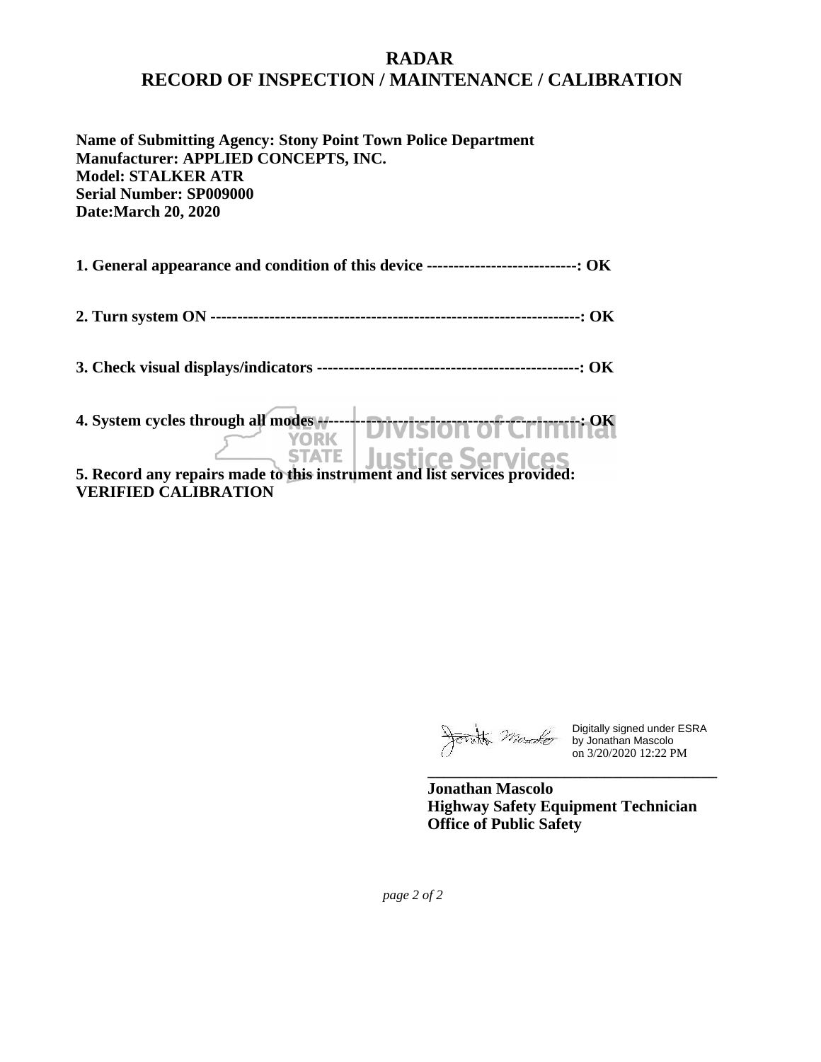# RADAR
# RECORD OF INSPECTION / MAINTENANCE / CALIBRATION

**Name of Submitting Agency: Stony Point Town Police Department**
**Manufacturer: APPLIED CONCEPTS, INC.**
**Model: STALKER ATR**
**Serial Number: SP009000**
**Date:March 20, 2020**

**1. General appearance and condition of this device ----------------------------: OK**

**2. Turn system ON ------------------------------------------------------------------: OK**

**3. Check visual displays/indicators -------------------------------------------------: OK**

**4. System cycles through all modes ------------------------------------------------: OK**

**5. Record any repairs made to this instrument and list services provided:**
**VERIFIED CALIBRATION**

Digitally signed under ESRA by Jonathan Mascolo on 3/20/2020 12:22 PM

**Jonathan Mascolo**
**Highway Safety Equipment Technician**
**Office of Public Safety**